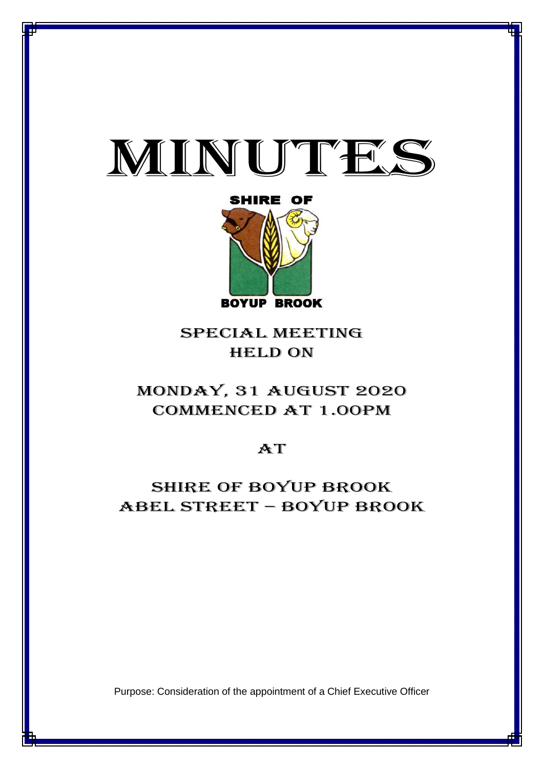# MINUTES

SHIRE OF

BOYUP BROOK

## SPECIAL MEETING HELD ON

## MONDAY, 31 AUGUST 2020 COMMENCED AT 1.00PM

## AT

## SHIRE OF BOYUP BROOK ABEL STREET – BOYUP BROOK

Purpose: Consideration of the appointment of a Chief Executive Officer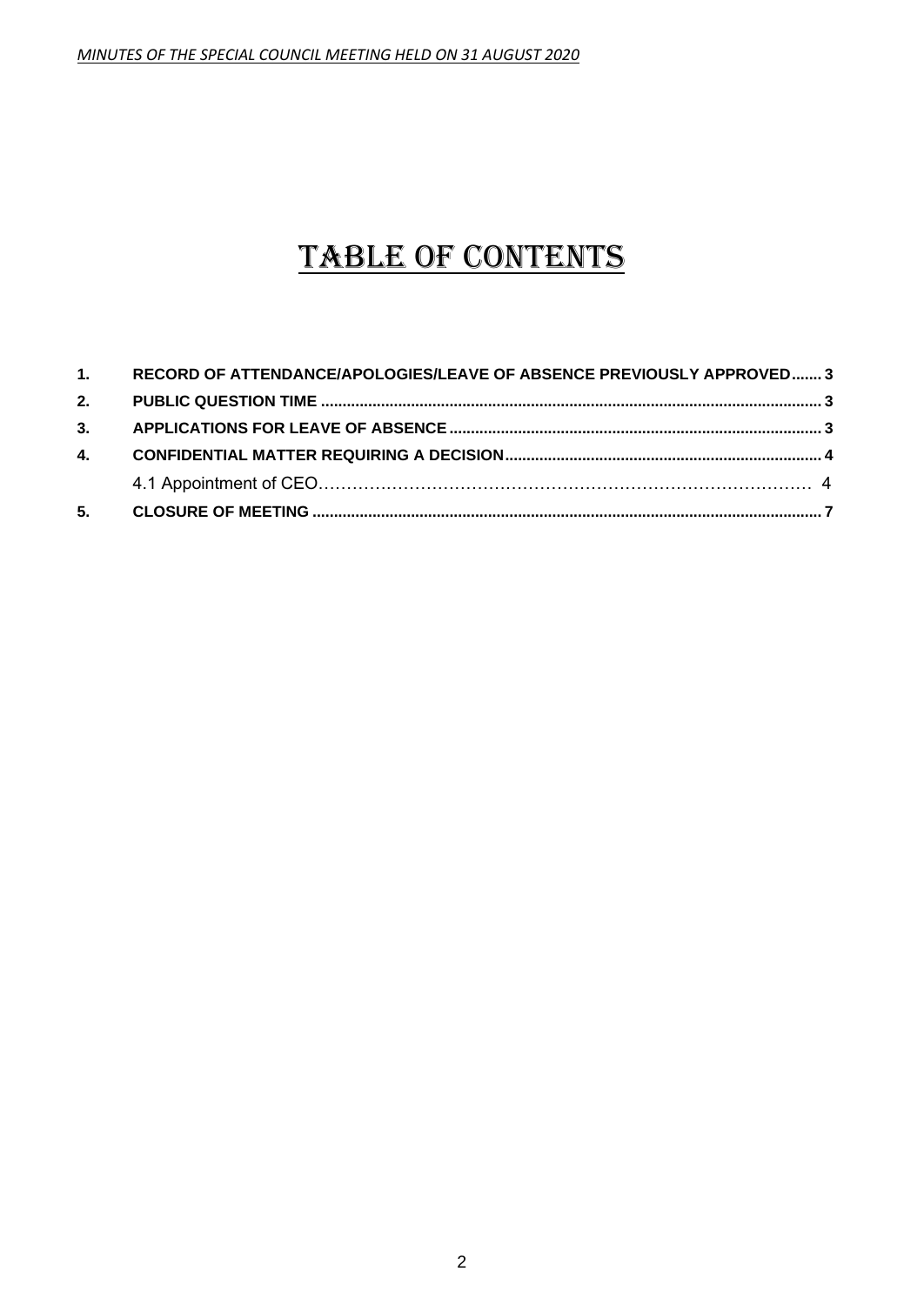# TABLE OF CONTENTS

| | | |
|---|---|---|
| **1.** | **RECORD OF ATTENDANCE/APOLOGIES/LEAVE OF ABSENCE PREVIOUSLY APPROVED** | **3** |
| **2.** | **PUBLIC QUESTION TIME** | **3** |
| **3.** | **APPLICATIONS FOR LEAVE OF ABSENCE** | **3** |
| **4.** | **CONFIDENTIAL MATTER REQUIRING A DECISION** | **4** |
| | 4.1 Appointment of CEO | 4 |
| **5.** | **CLOSURE OF MEETING** | **7** |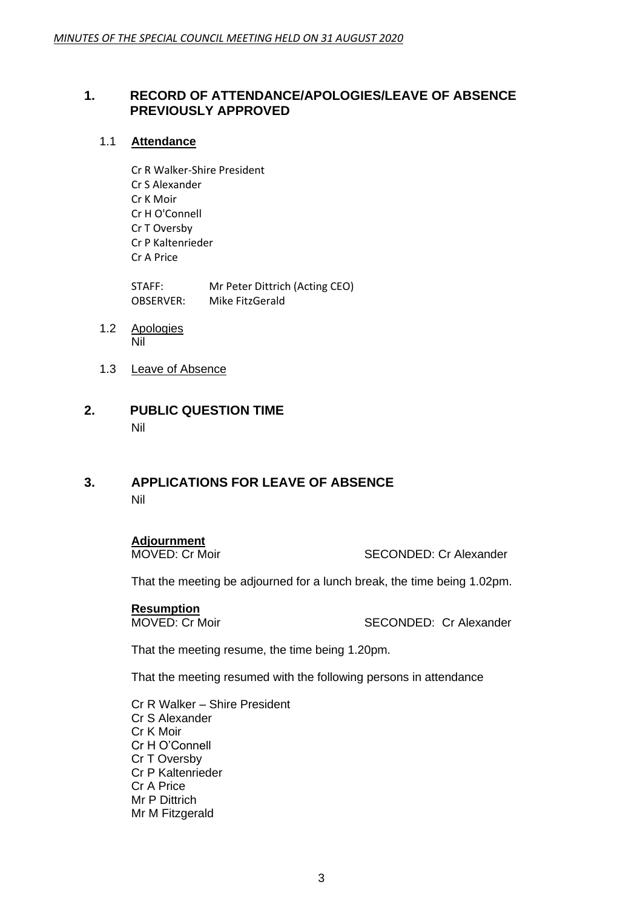## 1. RECORD OF ATTENDANCE/APOLOGIES/LEAVE OF ABSENCE PREVIOUSLY APPROVED

### 1.1 Attendance

Cr R Walker-Shire President
Cr S Alexander
Cr K Moir
Cr H O'Connell
Cr T Oversby
Cr P Kaltenrieder
Cr A Price

STAFF: Mr Peter Dittrich (Acting CEO)
OBSERVER: Mike FitzGerald

### 1.2 Apologies

Nil

### 1.3 Leave of Absence

## 2. PUBLIC QUESTION TIME

Nil

## 3. APPLICATIONS FOR LEAVE OF ABSENCE

Nil

**Adjournment**

MOVED: Cr Moir SECONDED: Cr Alexander

That the meeting be adjourned for a lunch break, the time being 1.02pm.

**Resumption**

MOVED: Cr Moir SECONDED: Cr Alexander

That the meeting resume, the time being 1.20pm.

That the meeting resumed with the following persons in attendance

Cr R Walker – Shire President
Cr S Alexander
Cr K Moir
Cr H O'Connell
Cr T Oversby
Cr P Kaltenrieder
Cr A Price
Mr P Dittrich
Mr M Fitzgerald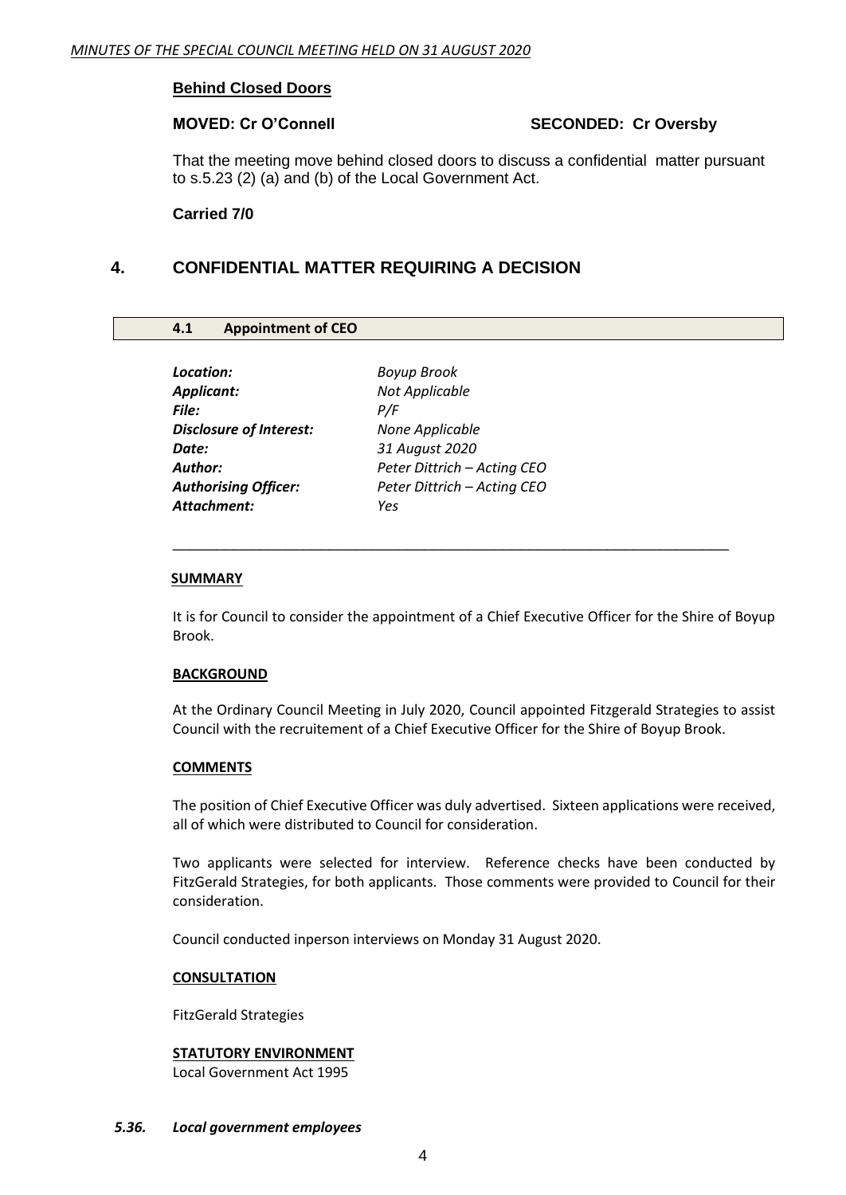**Behind Closed Doors**

**MOVED: Cr O'Connell** **SECONDED: Cr Oversby**

That the meeting move behind closed doors to discuss a confidential matter pursuant to s.5.23 (2) (a) and (b) of the Local Government Act.

**Carried 7/0**

# 4. CONFIDENTIAL MATTER REQUIRING A DECISION

## 4.1 Appointment of CEO

| | |
|---|---|
| *Location:* | *Boyup Brook* |
| *Applicant:* | *Not Applicable* |
| *File:* | *P/F* |
| *Disclosure of Interest:* | *None Applicable* |
| *Date:* | *31 August 2020* |
| *Author:* | *Peter Dittrich – Acting CEO* |
| *Authorising Officer:* | *Peter Dittrich – Acting CEO* |
| *Attachment:* | *Yes* |

---

**SUMMARY**

It is for Council to consider the appointment of a Chief Executive Officer for the Shire of Boyup Brook.

**BACKGROUND**

At the Ordinary Council Meeting in July 2020, Council appointed Fitzgerald Strategies to assist Council with the recruitement of a Chief Executive Officer for the Shire of Boyup Brook.

**COMMENTS**

The position of Chief Executive Officer was duly advertised. Sixteen applications were received, all of which were distributed to Council for consideration.

Two applicants were selected for interview. Reference checks have been conducted by FitzGerald Strategies, for both applicants. Those comments were provided to Council for their consideration.

Council conducted inperson interviews on Monday 31 August 2020.

**CONSULTATION**

FitzGerald Strategies

**STATUTORY ENVIRONMENT**

Local Government Act 1995

***5.36. Local government employees***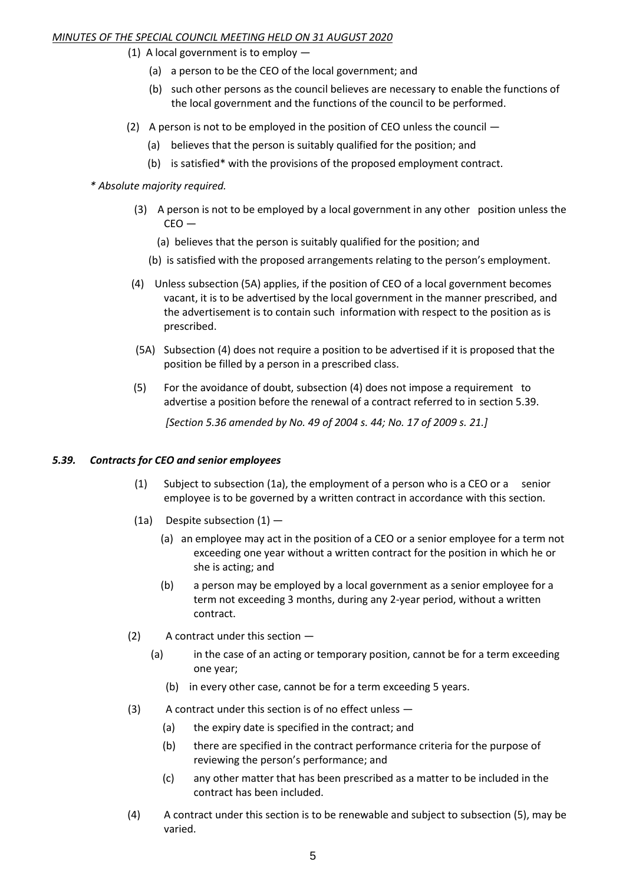(1) A local government is to employ —

(a) a person to be the CEO of the local government; and

(b) such other persons as the council believes are necessary to enable the functions of the local government and the functions of the council to be performed.

(2) A person is not to be employed in the position of CEO unless the council —

(a) believes that the person is suitably qualified for the position; and

(b) is satisfied* with the provisions of the proposed employment contract.

*\* Absolute majority required.*

(3) A person is not to be employed by a local government in any other position unless the CEO —

(a) believes that the person is suitably qualified for the position; and

(b) is satisfied with the proposed arrangements relating to the person's employment.

(4) Unless subsection (5A) applies, if the position of CEO of a local government becomes vacant, it is to be advertised by the local government in the manner prescribed, and the advertisement is to contain such information with respect to the position as is prescribed.

(5A) Subsection (4) does not require a position to be advertised if it is proposed that the position be filled by a person in a prescribed class.

(5) For the avoidance of doubt, subsection (4) does not impose a requirement to advertise a position before the renewal of a contract referred to in section 5.39.

*[Section 5.36 amended by No. 49 of 2004 s. 44; No. 17 of 2009 s. 21.]*

### *5.39. Contracts for CEO and senior employees*

(1) Subject to subsection (1a), the employment of a person who is a CEO or a senior employee is to be governed by a written contract in accordance with this section.

(1a) Despite subsection (1) —

(a) an employee may act in the position of a CEO or a senior employee for a term not exceeding one year without a written contract for the position in which he or she is acting; and

(b) a person may be employed by a local government as a senior employee for a term not exceeding 3 months, during any 2-year period, without a written contract.

(2) A contract under this section —

(a) in the case of an acting or temporary position, cannot be for a term exceeding one year;

(b) in every other case, cannot be for a term exceeding 5 years.

(3) A contract under this section is of no effect unless —

(a) the expiry date is specified in the contract; and

(b) there are specified in the contract performance criteria for the purpose of reviewing the person's performance; and

(c) any other matter that has been prescribed as a matter to be included in the contract has been included.

(4) A contract under this section is to be renewable and subject to subsection (5), may be varied.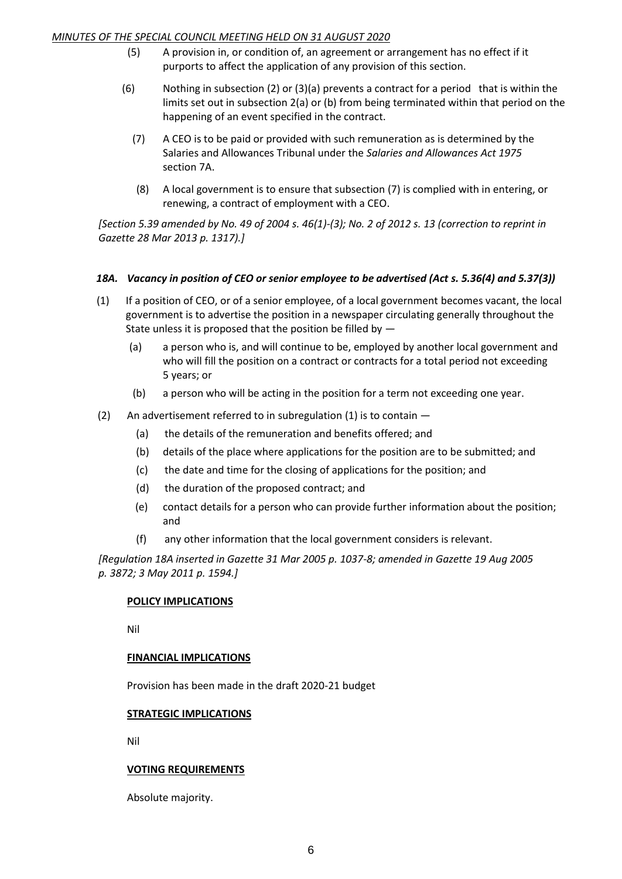(5) A provision in, or condition of, an agreement or arrangement has no effect if it purports to affect the application of any provision of this section.

(6) Nothing in subsection (2) or (3)(a) prevents a contract for a period that is within the limits set out in subsection 2(a) or (b) from being terminated within that period on the happening of an event specified in the contract.

(7) A CEO is to be paid or provided with such remuneration as is determined by the Salaries and Allowances Tribunal under the *Salaries and Allowances Act 1975* section 7A.

(8) A local government is to ensure that subsection (7) is complied with in entering, or renewing, a contract of employment with a CEO.

*[Section 5.39 amended by No. 49 of 2004 s. 46(1)-(3); No. 2 of 2012 s. 13 (correction to reprint in Gazette 28 Mar 2013 p. 1317).]*

***18A. Vacancy in position of CEO or senior employee to be advertised (Act s. 5.36(4) and 5.37(3))***

(1) If a position of CEO, or of a senior employee, of a local government becomes vacant, the local government is to advertise the position in a newspaper circulating generally throughout the State unless it is proposed that the position be filled by —

(a) a person who is, and will continue to be, employed by another local government and who will fill the position on a contract or contracts for a total period not exceeding 5 years; or

(b) a person who will be acting in the position for a term not exceeding one year.

(2) An advertisement referred to in subregulation (1) is to contain —

(a) the details of the remuneration and benefits offered; and

(b) details of the place where applications for the position are to be submitted; and

(c) the date and time for the closing of applications for the position; and

(d) the duration of the proposed contract; and

(e) contact details for a person who can provide further information about the position; and

(f) any other information that the local government considers is relevant.

*[Regulation 18A inserted in Gazette 31 Mar 2005 p. 1037-8; amended in Gazette 19 Aug 2005 p. 3872; 3 May 2011 p. 1594.]*

**POLICY IMPLICATIONS**

Nil

**FINANCIAL IMPLICATIONS**

Provision has been made in the draft 2020-21 budget

**STRATEGIC IMPLICATIONS**

Nil

**VOTING REQUIREMENTS**

Absolute majority.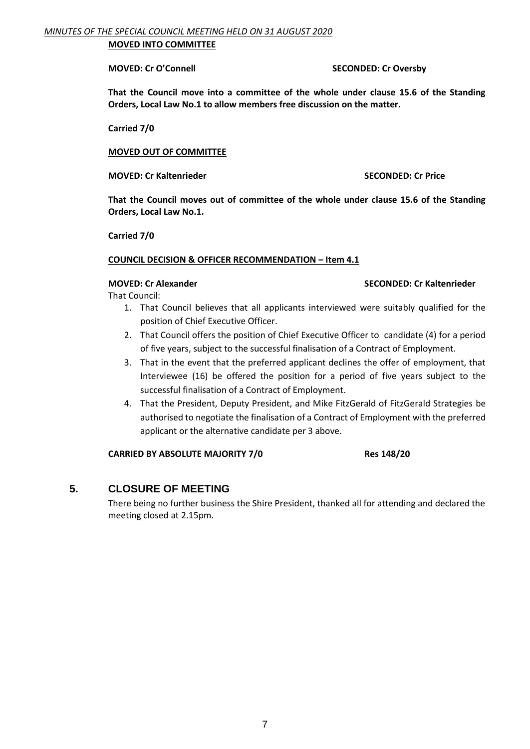**MOVED INTO COMMITTEE**

**MOVED: Cr O'Connell** **SECONDED: Cr Oversby**

**That the Council move into a committee of the whole under clause 15.6 of the Standing Orders, Local Law No.1 to allow members free discussion on the matter.**

**Carried 7/0**

**MOVED OUT OF COMMITTEE**

**MOVED: Cr Kaltenrieder** **SECONDED: Cr Price**

**That the Council moves out of committee of the whole under clause 15.6 of the Standing Orders, Local Law No.1.**

**Carried 7/0**

**COUNCIL DECISION & OFFICER RECOMMENDATION – Item 4.1**

**MOVED: Cr Alexander** **SECONDED: Cr Kaltenrieder**

That Council:

1. That Council believes that all applicants interviewed were suitably qualified for the position of Chief Executive Officer.
2. That Council offers the position of Chief Executive Officer to candidate (4) for a period of five years, subject to the successful finalisation of a Contract of Employment.
3. That in the event that the preferred applicant declines the offer of employment, that Interviewee (16) be offered the position for a period of five years subject to the successful finalisation of a Contract of Employment.
4. That the President, Deputy President, and Mike FitzGerald of FitzGerald Strategies be authorised to negotiate the finalisation of a Contract of Employment with the preferred applicant or the alternative candidate per 3 above.

**CARRIED BY ABSOLUTE MAJORITY 7/0** **Res 148/20**

## 5. CLOSURE OF MEETING

There being no further business the Shire President, thanked all for attending and declared the meeting closed at 2.15pm.